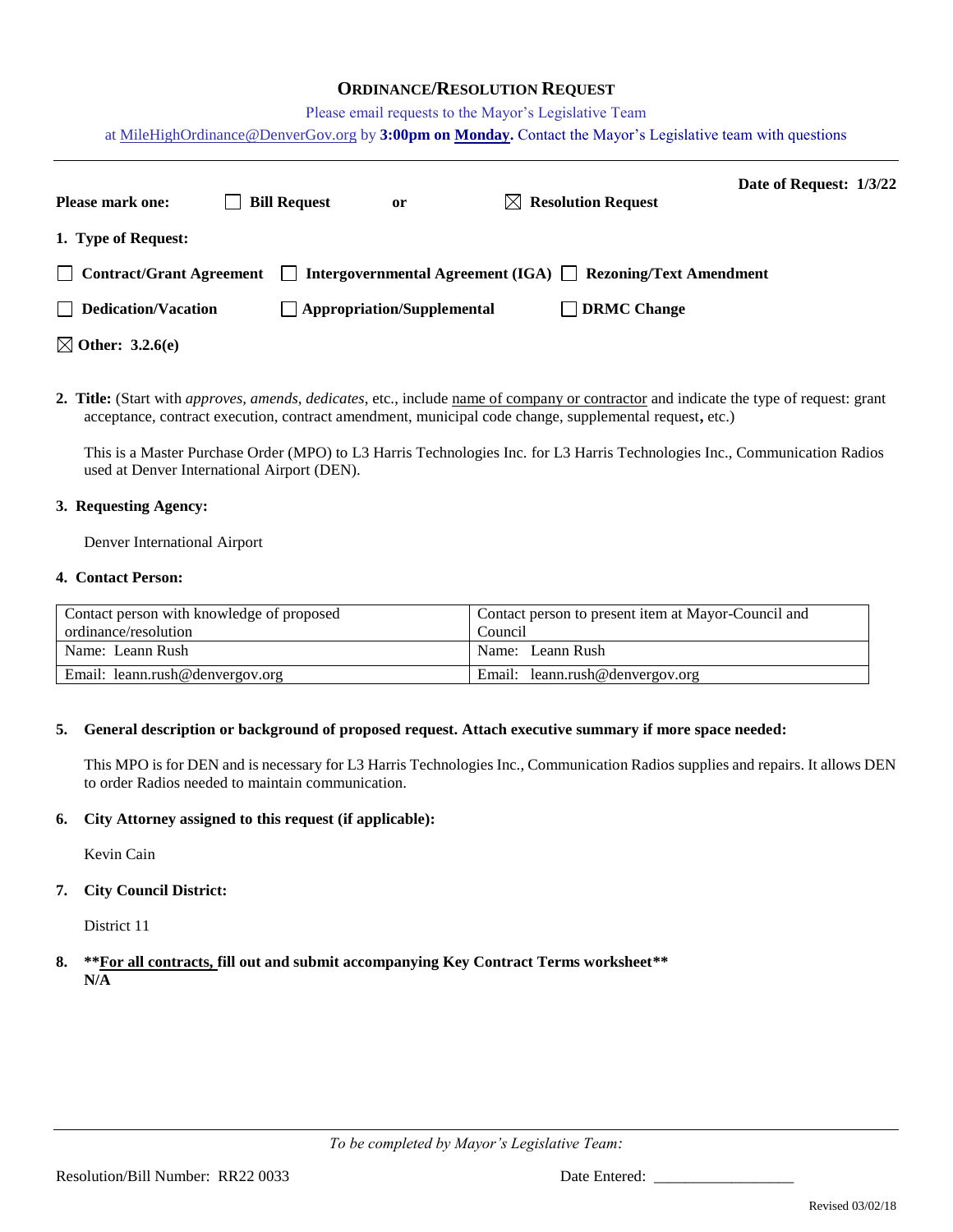## ORDINANCE/RESOLUTION REQUEST

Please email requests to the Mayor's Legislative Team

at MileHighOrdinance@DenverGov.org by **3:00pm on Monday.** Contact the Mayor's Legislative team with questions

**Date of Request: 1/3/22**

**Please mark one:** ☐ **Bill Request** **or** ☒ **Resolution Request**

**1. Type of Request:**

☐ **Contract/Grant Agreement** ☐ **Intergovernmental Agreement (IGA)** ☐ **Rezoning/Text Amendment**

☐ **Dedication/Vacation** ☐ **Appropriation/Supplemental** ☐ **DRMC Change**

☒ **Other: 3.2.6(e)**

**2. Title:** (Start with *approves, amends, dedicates*, etc., include name of company or contractor and indicate the type of request: grant acceptance, contract execution, contract amendment, municipal code change, supplemental request**,** etc.)

This is a Master Purchase Order (MPO) to L3 Harris Technologies Inc. for L3 Harris Technologies Inc., Communication Radios used at Denver International Airport (DEN).

**3. Requesting Agency:**

Denver International Airport

**4. Contact Person:**

| Contact person with knowledge of proposed ordinance/resolution | Contact person to present item at Mayor-Council and Council |
|---|---|
| Name: Leann Rush | Name: Leann Rush |
| Email: leann.rush@denvergov.org | Email: leann.rush@denvergov.org |

**5. General description or background of proposed request. Attach executive summary if more space needed:**

This MPO is for DEN and is necessary for L3 Harris Technologies Inc., Communication Radios supplies and repairs. It allows DEN to order Radios needed to maintain communication.

**6. City Attorney assigned to this request (if applicable):**

Kevin Cain

**7. City Council District:**

District 11

**8. \*\*For all contracts, fill out and submit accompanying Key Contract Terms worksheet\*\***
**N/A**

*To be completed by Mayor's Legislative Team:*

Resolution/Bill Number: RR22 0033 Date Entered: __________________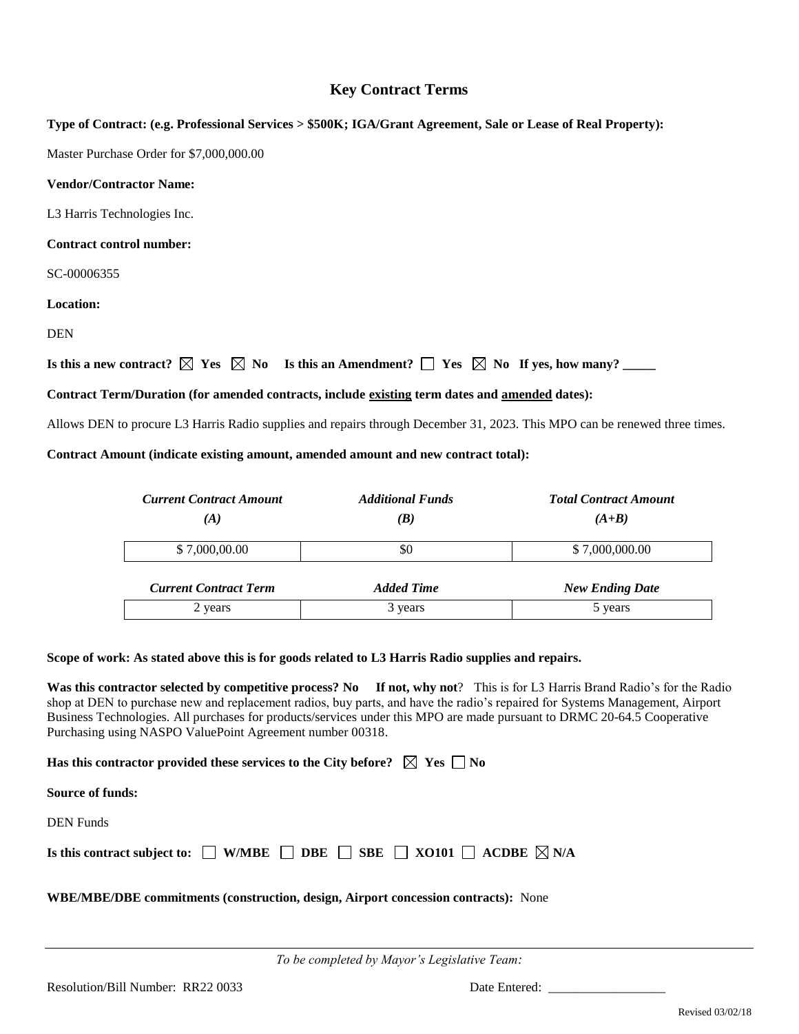# Key Contract Terms

**Type of Contract: (e.g. Professional Services > $500K; IGA/Grant Agreement, Sale or Lease of Real Property):**

Master Purchase Order for $7,000,000.00

**Vendor/Contractor Name:**

L3 Harris Technologies Inc.

**Contract control number:**

SC-00006355

**Location:**

DEN

**Is this a new contract?** ☒ **Yes** ☒ **No** **Is this an Amendment?** ☐ **Yes** ☒ **No** **If yes, how many? _____**

**Contract Term/Duration (for amended contracts, include existing term dates and amended dates):**

Allows DEN to procure L3 Harris Radio supplies and repairs through December 31, 2023. This MPO can be renewed three times.

**Contract Amount (indicate existing amount, amended amount and new contract total):**

| *Current Contract Amount (A)* | *Additional Funds (B)* | *Total Contract Amount (A+B)* |
|---|---|---|
| $ 7,000,00.00 | $0 | $ 7,000,000.00 |
| ***Current Contract Term*** | ***Added Time*** | ***New Ending Date*** |
| 2 years | 3 years | 5 years |

**Scope of work: As stated above this is for goods related to L3 Harris Radio supplies and repairs.**

**Was this contractor selected by competitive process? No** **If not, why not**? This is for L3 Harris Brand Radio's for the Radio shop at DEN to purchase new and replacement radios, buy parts, and have the radio's repaired for Systems Management, Airport Business Technologies. All purchases for products/services under this MPO are made pursuant to DRMC 20-64.5 Cooperative Purchasing using NASPO ValuePoint Agreement number 00318.

**Has this contractor provided these services to the City before?** ☒ **Yes** ☐ **No**

**Source of funds:**

DEN Funds

**Is this contract subject to:** ☐ **W/MBE** ☐ **DBE** ☐ **SBE** ☐ **XO101** ☐ **ACDBE** ☒ **N/A**

**WBE/MBE/DBE commitments (construction, design, Airport concession contracts):** None

---

*To be completed by Mayor's Legislative Team:*

Resolution/Bill Number: RR22 0033 Date Entered: ___________________

Revised 03/02/18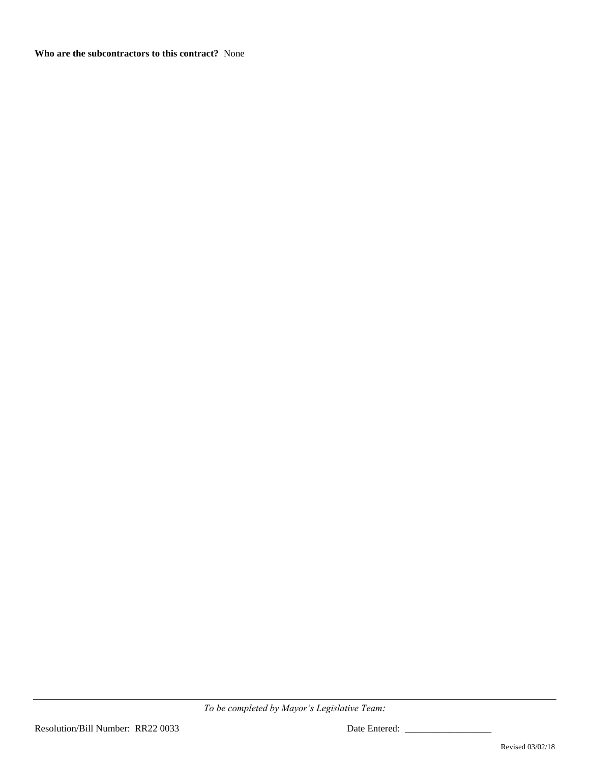**Who are the subcontractors to this contract?** None

---

*To be completed by Mayor's Legislative Team:*

Resolution/Bill Number: RR22 0033 Date Entered: __________________

Revised 03/02/18